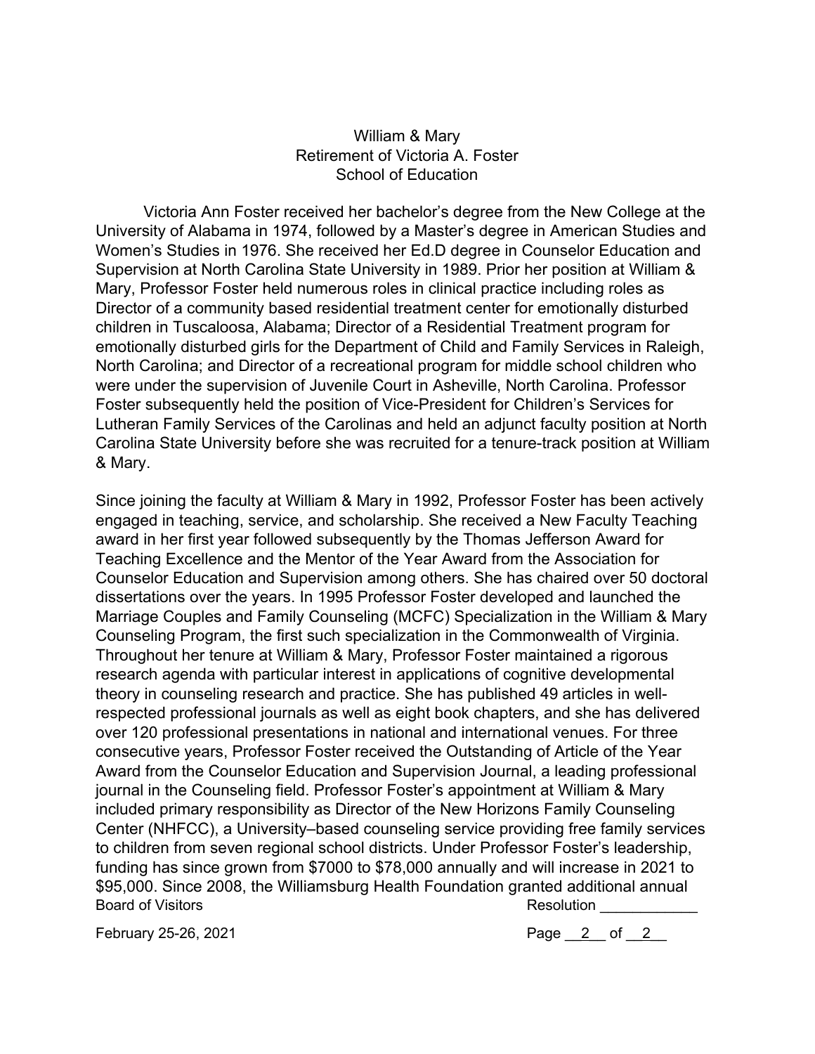William & Mary
Retirement of Victoria A. Foster
School of Education

Victoria Ann Foster received her bachelor's degree from the New College at the University of Alabama in 1974, followed by a Master's degree in American Studies and Women's Studies in 1976. She received her Ed.D degree in Counselor Education and Supervision at North Carolina State University in 1989. Prior her position at William & Mary, Professor Foster held numerous roles in clinical practice including roles as Director of a community based residential treatment center for emotionally disturbed children in Tuscaloosa, Alabama; Director of a Residential Treatment program for emotionally disturbed girls for the Department of Child and Family Services in Raleigh, North Carolina; and Director of a recreational program for middle school children who were under the supervision of Juvenile Court in Asheville, North Carolina. Professor Foster subsequently held the position of Vice-President for Children's Services for Lutheran Family Services of the Carolinas and held an adjunct faculty position at North Carolina State University before she was recruited for a tenure-track position at William & Mary.

Since joining the faculty at William & Mary in 1992, Professor Foster has been actively engaged in teaching, service, and scholarship. She received a New Faculty Teaching award in her first year followed subsequently by the Thomas Jefferson Award for Teaching Excellence and the Mentor of the Year Award from the Association for Counselor Education and Supervision among others. She has chaired over 50 doctoral dissertations over the years. In 1995 Professor Foster developed and launched the Marriage Couples and Family Counseling (MCFC) Specialization in the William & Mary Counseling Program, the first such specialization in the Commonwealth of Virginia. Throughout her tenure at William & Mary, Professor Foster maintained a rigorous research agenda with particular interest in applications of cognitive developmental theory in counseling research and practice. She has published 49 articles in well-respected professional journals as well as eight book chapters, and she has delivered over 120 professional presentations in national and international venues. For three consecutive years, Professor Foster received the Outstanding of Article of the Year Award from the Counselor Education and Supervision Journal, a leading professional journal in the Counseling field. Professor Foster's appointment at William & Mary included primary responsibility as Director of the New Horizons Family Counseling Center (NHFCC), a University–based counseling service providing free family services to children from seven regional school districts. Under Professor Foster's leadership, funding has since grown from $7000 to $78,000 annually and will increase in 2021 to $95,000. Since 2008, the Williamsburg Health Foundation granted additional annual

Board of Visitors | Resolution ____________

February 25-26, 2021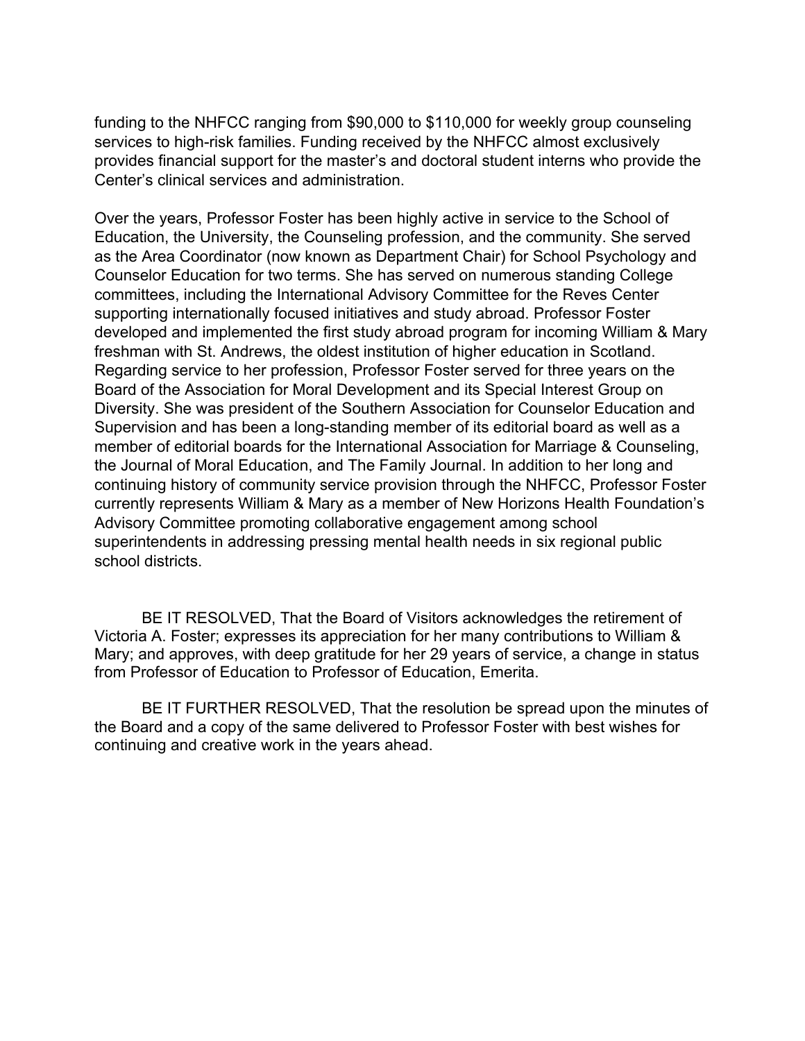funding to the NHFCC ranging from $90,000 to $110,000 for weekly group counseling services to high-risk families. Funding received by the NHFCC almost exclusively provides financial support for the master's and doctoral student interns who provide the Center's clinical services and administration.

Over the years, Professor Foster has been highly active in service to the School of Education, the University, the Counseling profession, and the community. She served as the Area Coordinator (now known as Department Chair) for School Psychology and Counselor Education for two terms. She has served on numerous standing College committees, including the International Advisory Committee for the Reves Center supporting internationally focused initiatives and study abroad. Professor Foster developed and implemented the first study abroad program for incoming William & Mary freshman with St. Andrews, the oldest institution of higher education in Scotland. Regarding service to her profession, Professor Foster served for three years on the Board of the Association for Moral Development and its Special Interest Group on Diversity. She was president of the Southern Association for Counselor Education and Supervision and has been a long-standing member of its editorial board as well as a member of editorial boards for the International Association for Marriage & Counseling, the Journal of Moral Education, and The Family Journal. In addition to her long and continuing history of community service provision through the NHFCC, Professor Foster currently represents William & Mary as a member of New Horizons Health Foundation's Advisory Committee promoting collaborative engagement among school superintendents in addressing pressing mental health needs in six regional public school districts.

BE IT RESOLVED, That the Board of Visitors acknowledges the retirement of Victoria A. Foster; expresses its appreciation for her many contributions to William & Mary; and approves, with deep gratitude for her 29 years of service, a change in status from Professor of Education to Professor of Education, Emerita.

BE IT FURTHER RESOLVED, That the resolution be spread upon the minutes of the Board and a copy of the same delivered to Professor Foster with best wishes for continuing and creative work in the years ahead.